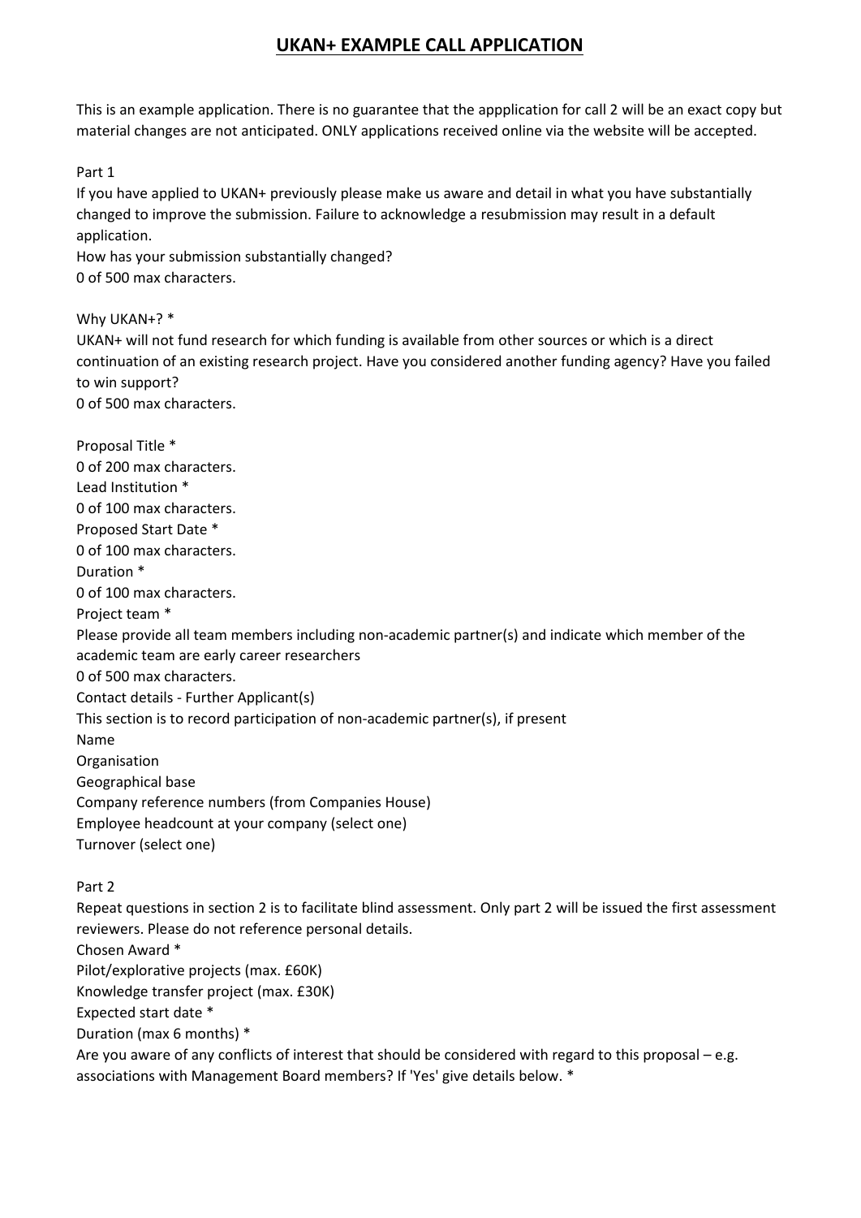# UKAN+ EXAMPLE CALL APPLICATION

This is an example application. There is no guarantee that the appplication for call 2 will be an exact copy but material changes are not anticipated. ONLY applications received online via the website will be accepted.

Part 1

If you have applied to UKAN+ previously please make us aware and detail in what you have substantially changed to improve the submission. Failure to acknowledge a resubmission may result in a default application.

How has your submission substantially changed?

0 of 500 max characters.

Why UKAN+? *

UKAN+ will not fund research for which funding is available from other sources or which is a direct continuation of an existing research project. Have you considered another funding agency? Have you failed to win support?

0 of 500 max characters.

Proposal Title *

0 of 200 max characters.

Lead Institution *

0 of 100 max characters.

Proposed Start Date *

0 of 100 max characters.

Duration *

0 of 100 max characters.

Project team *

Please provide all team members including non-academic partner(s) and indicate which member of the academic team are early career researchers

0 of 500 max characters.

Contact details - Further Applicant(s)

This section is to record participation of non-academic partner(s), if present

Name

Organisation

Geographical base

Company reference numbers (from Companies House)

Employee headcount at your company (select one)

Turnover (select one)

Part 2

Repeat questions in section 2 is to facilitate blind assessment. Only part 2 will be issued the first assessment reviewers. Please do not reference personal details.

Chosen Award *

Pilot/explorative projects (max. £60K)

Knowledge transfer project (max. £30K)

Expected start date *

Duration (max 6 months) *

Are you aware of any conflicts of interest that should be considered with regard to this proposal – e.g. associations with Management Board members? If 'Yes' give details below. *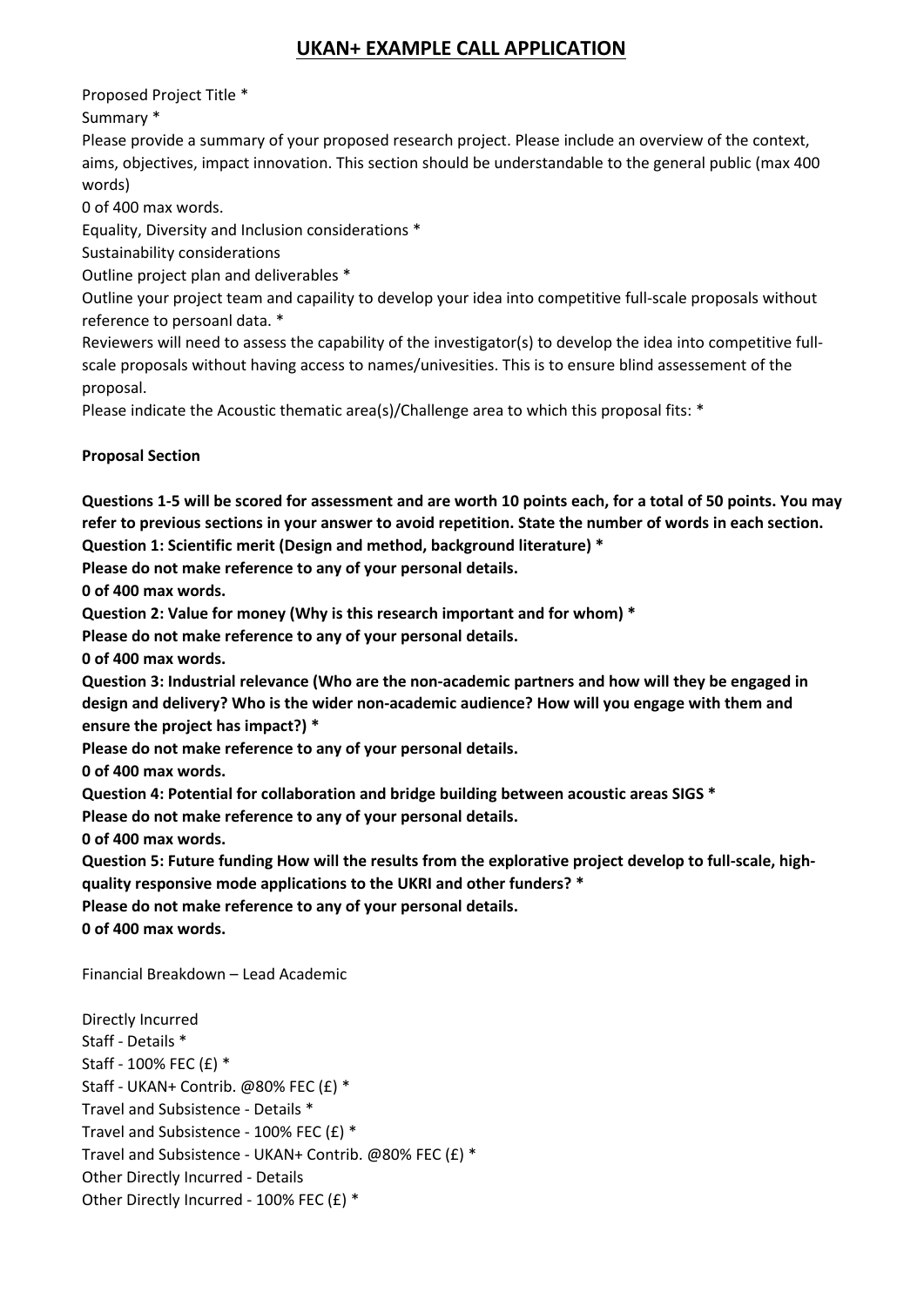# UKAN+ EXAMPLE CALL APPLICATION

Proposed Project Title *

Summary *

Please provide a summary of your proposed research project. Please include an overview of the context, aims, objectives, impact innovation. This section should be understandable to the general public (max 400 words)

0 of 400 max words.

Equality, Diversity and Inclusion considerations *

Sustainability considerations

Outline project plan and deliverables *

Outline your project team and capaility to develop your idea into competitive full-scale proposals without reference to persoanl data. *

Reviewers will need to assess the capability of the investigator(s) to develop the idea into competitive full-scale proposals without having access to names/univesities. This is to ensure blind assessement of the proposal.

Please indicate the Acoustic thematic area(s)/Challenge area to which this proposal fits: *

**Proposal Section**

**Questions 1-5 will be scored for assessment and are worth 10 points each, for a total of 50 points. You may refer to previous sections in your answer to avoid repetition. State the number of words in each section.**

**Question 1: Scientific merit (Design and method, background literature) ***

**Please do not make reference to any of your personal details.**

**0 of 400 max words.**

**Question 2: Value for money (Why is this research important and for whom) ***

**Please do not make reference to any of your personal details.**

**0 of 400 max words.**

**Question 3: Industrial relevance (Who are the non-academic partners and how will they be engaged in design and delivery? Who is the wider non-academic audience? How will you engage with them and ensure the project has impact?) ***

**Please do not make reference to any of your personal details.**

**0 of 400 max words.**

**Question 4: Potential for collaboration and bridge building between acoustic areas SIGS ***

**Please do not make reference to any of your personal details.**

**0 of 400 max words.**

**Question 5: Future funding How will the results from the explorative project develop to full-scale, high-quality responsive mode applications to the UKRI and other funders? ***

**Please do not make reference to any of your personal details.**

**0 of 400 max words.**

Financial Breakdown – Lead Academic

Directly Incurred

Staff - Details *

Staff - 100% FEC (£) *

Staff - UKAN+ Contrib. @80% FEC (£) *

Travel and Subsistence - Details *

Travel and Subsistence - 100% FEC (£) *

Travel and Subsistence - UKAN+ Contrib. @80% FEC (£) *

Other Directly Incurred - Details

Other Directly Incurred - 100% FEC (£) *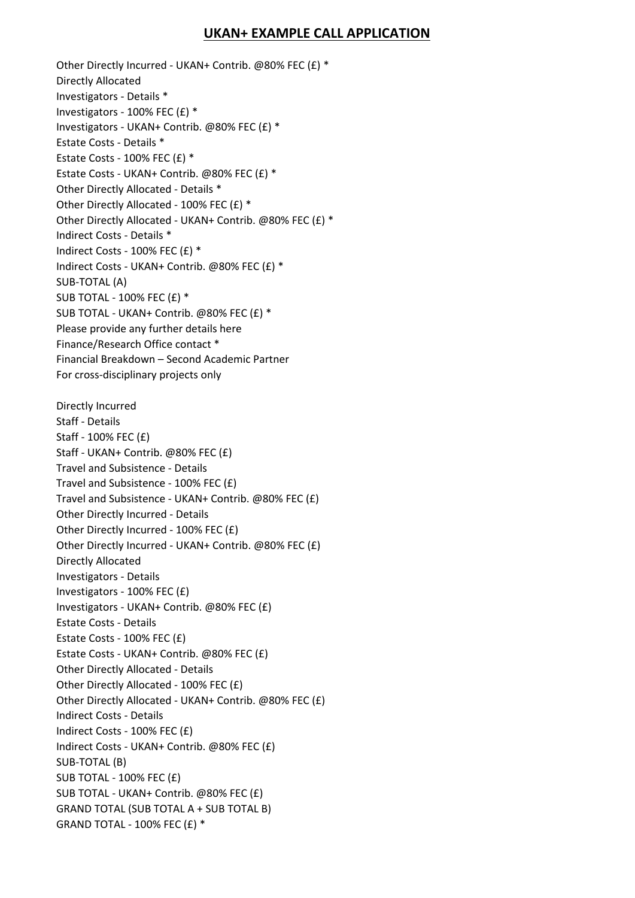# UKAN+ EXAMPLE CALL APPLICATION

Other Directly Incurred - UKAN+ Contrib. @80% FEC (£) *
Directly Allocated
Investigators - Details *
Investigators - 100% FEC (£) *
Investigators - UKAN+ Contrib. @80% FEC (£) *
Estate Costs - Details *
Estate Costs - 100% FEC (£) *
Estate Costs - UKAN+ Contrib. @80% FEC (£) *
Other Directly Allocated - Details *
Other Directly Allocated - 100% FEC (£) *
Other Directly Allocated - UKAN+ Contrib. @80% FEC (£) *
Indirect Costs - Details *
Indirect Costs - 100% FEC (£) *
Indirect Costs - UKAN+ Contrib. @80% FEC (£) *
SUB-TOTAL (A)
SUB TOTAL - 100% FEC (£) *
SUB TOTAL - UKAN+ Contrib. @80% FEC (£) *
Please provide any further details here
Finance/Research Office contact *
Financial Breakdown – Second Academic Partner
For cross-disciplinary projects only

Directly Incurred
Staff - Details
Staff - 100% FEC (£)
Staff - UKAN+ Contrib. @80% FEC (£)
Travel and Subsistence - Details
Travel and Subsistence - 100% FEC (£)
Travel and Subsistence - UKAN+ Contrib. @80% FEC (£)
Other Directly Incurred - Details
Other Directly Incurred - 100% FEC (£)
Other Directly Incurred - UKAN+ Contrib. @80% FEC (£)
Directly Allocated
Investigators - Details
Investigators - 100% FEC (£)
Investigators - UKAN+ Contrib. @80% FEC (£)
Estate Costs - Details
Estate Costs - 100% FEC (£)
Estate Costs - UKAN+ Contrib. @80% FEC (£)
Other Directly Allocated - Details
Other Directly Allocated - 100% FEC (£)
Other Directly Allocated - UKAN+ Contrib. @80% FEC (£)
Indirect Costs - Details
Indirect Costs - 100% FEC (£)
Indirect Costs - UKAN+ Contrib. @80% FEC (£)
SUB-TOTAL (B)
SUB TOTAL - 100% FEC (£)
SUB TOTAL - UKAN+ Contrib. @80% FEC (£)
GRAND TOTAL (SUB TOTAL A + SUB TOTAL B)
GRAND TOTAL - 100% FEC (£) *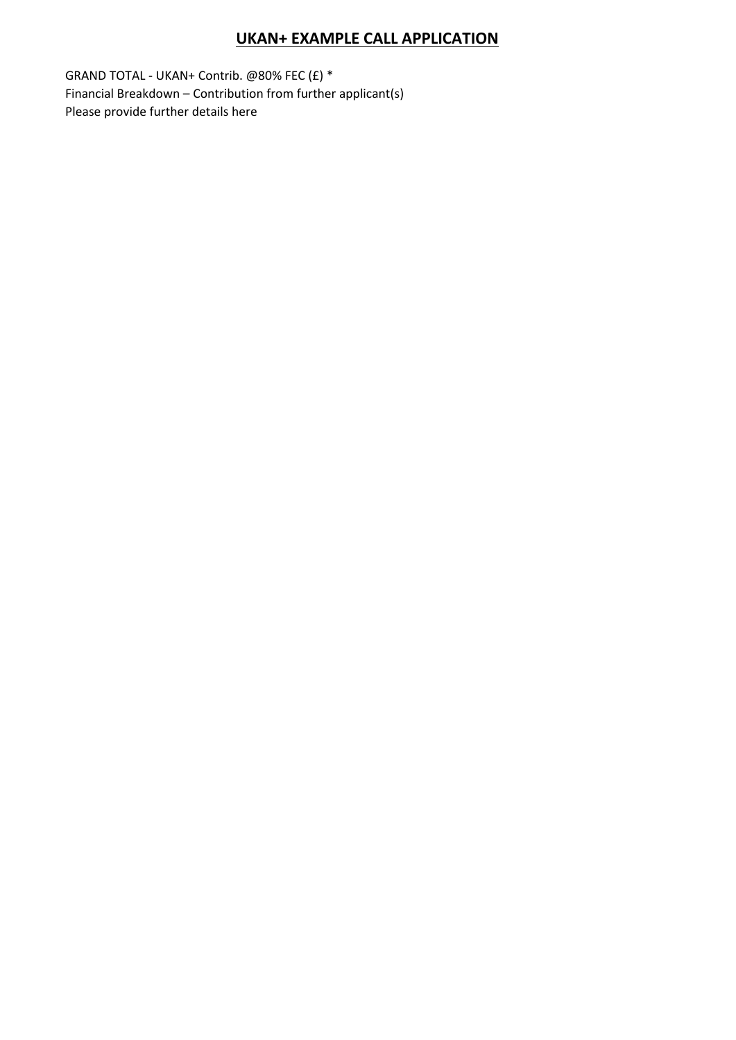# UKAN+ EXAMPLE CALL APPLICATION

GRAND TOTAL - UKAN+ Contrib. @80% FEC (£) *
Financial Breakdown – Contribution from further applicant(s)
Please provide further details here